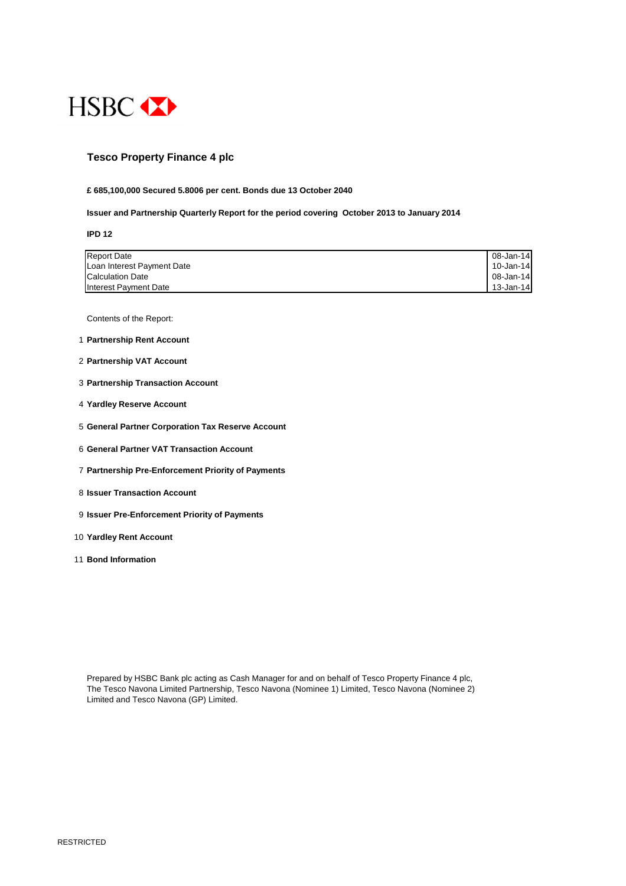HSBC

# Tesco Property Finance 4 plc

**£ 685,100,000 Secured 5.8006 per cent. Bonds due 13 October 2040**

**Issuer and Partnership Quarterly Report for the period covering October 2013 to January 2014**

**IPD 12**

| | |
|---|---|
| Report Date | 08-Jan-14 |
| Loan Interest Payment Date | 10-Jan-14 |
| Calculation Date | 08-Jan-14 |
| Interest Payment Date | 13-Jan-14 |

Contents of the Report:

1. **Partnership Rent Account**
2. **Partnership VAT Account**
3. **Partnership Transaction Account**
4. **Yardley Reserve Account**
5. **General Partner Corporation Tax Reserve Account**
6. **General Partner VAT Transaction Account**
7. **Partnership Pre-Enforcement Priority of Payments**
8. **Issuer Transaction Account**
9. **Issuer Pre-Enforcement Priority of Payments**
10. **Yardley Rent Account**
11. **Bond Information**

Prepared by HSBC Bank plc acting as Cash Manager for and on behalf of Tesco Property Finance 4 plc, The Tesco Navona Limited Partnership, Tesco Navona (Nominee 1) Limited, Tesco Navona (Nominee 2) Limited and Tesco Navona (GP) Limited.

RESTRICTED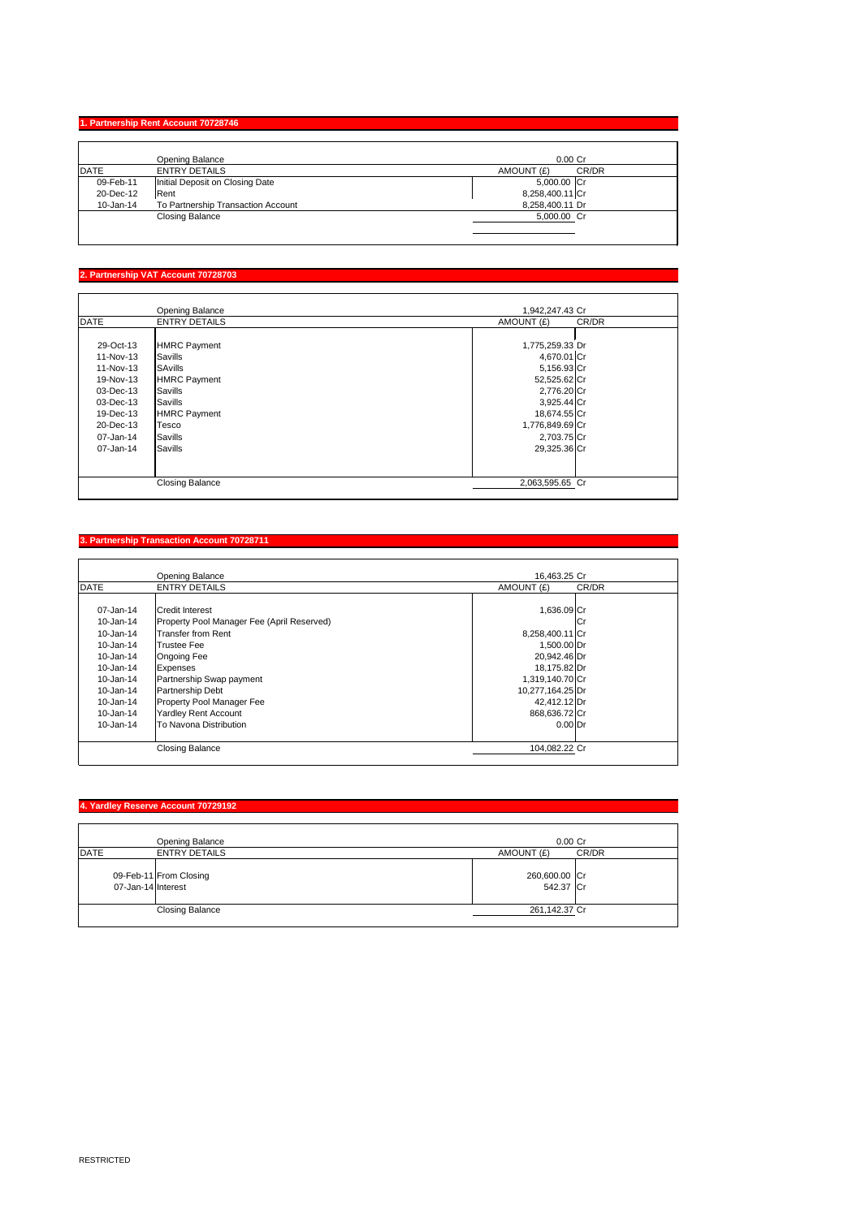## 1. Partnership Rent Account 70728746

| DATE | ENTRY DETAILS | AMOUNT (£) | CR/DR |
|---|---|---|---|
| | Opening Balance | 0.00 | Cr |
| 09-Feb-11 | Initial Deposit on Closing Date | 5,000.00 | Cr |
| 20-Dec-12 | Rent | 8,258,400.11 | Cr |
| 10-Jan-14 | To Partnership Transaction Account | 8,258,400.11 | Dr |
| | Closing Balance | 5,000.00 | Cr |

## 2. Partnership VAT Account 70728703

| DATE | ENTRY DETAILS | AMOUNT (£) | CR/DR |
|---|---|---|---|
| | Opening Balance | 1,942,247.43 | Cr |
| 29-Oct-13 | HMRC Payment | 1,775,259.33 | Dr |
| 11-Nov-13 | Savills | 4,670.01 | Cr |
| 11-Nov-13 | SAvills | 5,156.93 | Cr |
| 19-Nov-13 | HMRC Payment | 52,525.62 | Cr |
| 03-Dec-13 | Savills | 2,776.20 | Cr |
| 03-Dec-13 | Savills | 3,925.44 | Cr |
| 19-Dec-13 | HMRC Payment | 18,674.55 | Cr |
| 20-Dec-13 | Tesco | 1,776,849.69 | Cr |
| 07-Jan-14 | Savills | 2,703.75 | Cr |
| 07-Jan-14 | Savills | 29,325.36 | Cr |
| | Closing Balance | 2,063,595.65 | Cr |

## 3. Partnership Transaction Account 70728711

| DATE | ENTRY DETAILS | AMOUNT (£) | CR/DR |
|---|---|---|---|
| | Opening Balance | 16,463.25 | Cr |
| 07-Jan-14 | Credit Interest | 1,636.09 | Cr |
| 10-Jan-14 | Property Pool Manager Fee (April Reserved) | | Cr |
| 10-Jan-14 | Transfer from Rent | 8,258,400.11 | Cr |
| 10-Jan-14 | Trustee Fee | 1,500.00 | Dr |
| 10-Jan-14 | Ongoing Fee | 20,942.46 | Dr |
| 10-Jan-14 | Expenses | 18,175.82 | Dr |
| 10-Jan-14 | Partnership Swap payment | 1,319,140.70 | Cr |
| 10-Jan-14 | Partnership Debt | 10,277,164.25 | Dr |
| 10-Jan-14 | Property Pool Manager Fee | 42,412.12 | Dr |
| 10-Jan-14 | Yardley Rent Account | 868,636.72 | Cr |
| 10-Jan-14 | To Navona Distribution | 0.00 | Dr |
| | Closing Balance | 104,082.22 | Cr |

## 4. Yardley Reserve Account 70729192

| DATE | ENTRY DETAILS | AMOUNT (£) | CR/DR |
|---|---|---|---|
| | Opening Balance | 0.00 | Cr |
| 09-Feb-11 | From Closing | 260,600.00 | Cr |
| 07-Jan-14 | Interest | 542.37 | Cr |
| | Closing Balance | 261,142.37 | Cr |

RESTRICTED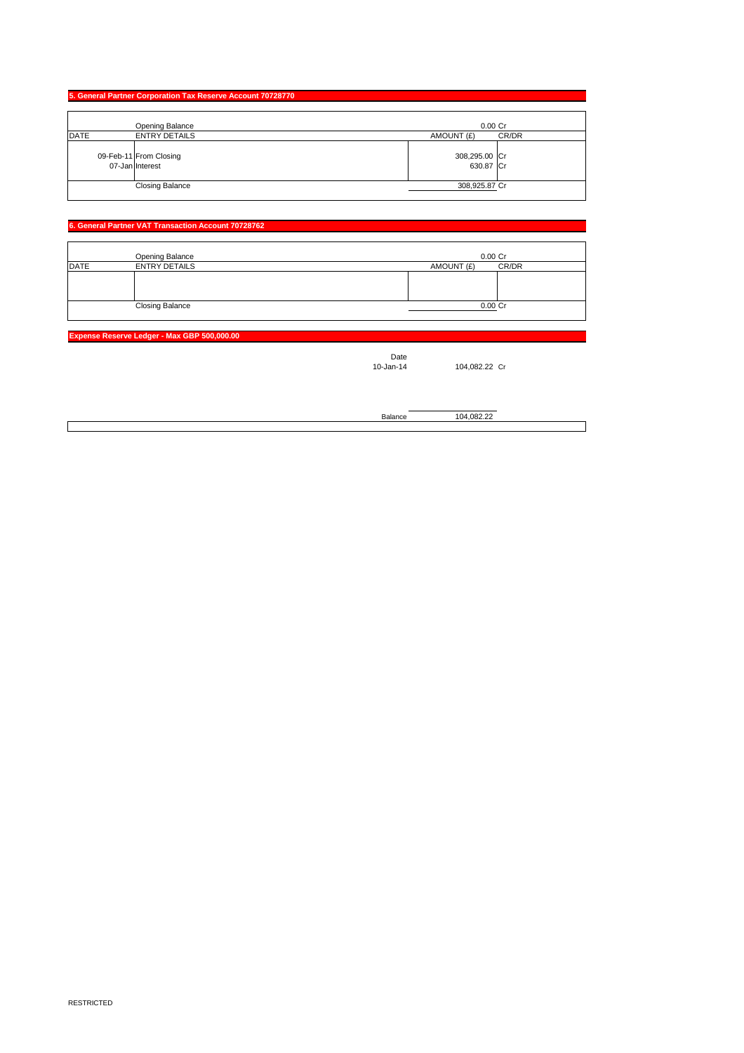## 5. General Partner Corporation Tax Reserve Account 70728770

| DATE | ENTRY DETAILS | AMOUNT (£) | CR/DR |
|---|---|---|---|
| | Opening Balance | 0.00 | Cr |
| 09-Feb-11 | From Closing | 308,295.00 | Cr |
| 07-Jan | Interest | 630.87 | Cr |
| | Closing Balance | 308,925.87 | Cr |

## 6. General Partner VAT Transaction Account 70728762

| DATE | ENTRY DETAILS | AMOUNT (£) | CR/DR |
|---|---|---|---|
| | Opening Balance | 0.00 | Cr |
| | | | |
| | Closing Balance | 0.00 | Cr |

## Expense Reserve Ledger - Max GBP 500,000.00

| Date | | |
|---|---|---|
| 10-Jan-14 | 104,082.22 | Cr |
| Balance | 104,082.22 | |

RESTRICTED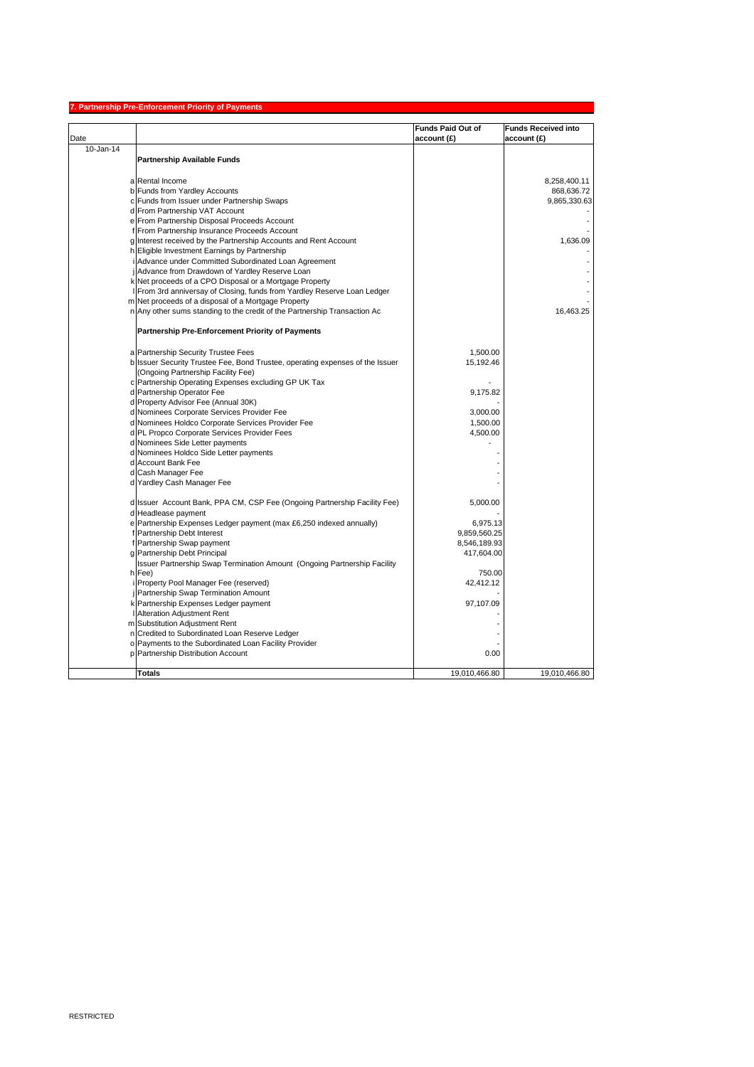## 7. Partnership Pre-Enforcement Priority of Payments

| Date | | | Funds Paid Out of account (£) | Funds Received into account (£) |
|---|---|---|---|---|
| 10-Jan-14 | | **Partnership Available Funds** | | |
| | a | Rental Income | | 8,258,400.11 |
| | b | Funds from Yardley Accounts | | 868,636.72 |
| | c | Funds from Issuer under Partnership Swaps | | 9,865,330.63 |
| | d | From Partnership VAT Account | | - |
| | e | From Partnership Disposal Proceeds Account | | - |
| | f | From Partnership Insurance Proceeds Account | | - |
| | g | Interest received by the Partnership Accounts and Rent Account | | 1,636.09 |
| | h | Eligible Investment Earnings by Partnership | | - |
| | i | Advance under Committed Subordinated Loan Agreement | | - |
| | j | Advance from Drawdown of Yardley Reserve Loan | | - |
| | k | Net proceeds of a CPO Disposal or a Mortgage Property | | - |
| | l | From 3rd anniversary of Closing, funds from Yardley Reserve Loan Ledger | | - |
| | m | Net proceeds of a disposal of a Mortgage Property | | - |
| | n | Any other sums standing to the credit of the Partnership Transaction Ac | | 16,463.25 |
| | | **Partnership Pre-Enforcement Priority of Payments** | | |
| | a | Partnership Security Trustee Fees | 1,500.00 | |
| | b | Issuer Security Trustee Fee, Bond Trustee, operating expenses of the Issuer (Ongoing Partnership Facility Fee) | 15,192.46 | |
| | c | Partnership Operating Expenses excluding GP UK Tax | - | |
| | d | Partnership Operator Fee | 9,175.82 | |
| | d | Property Advisor Fee (Annual 30K) | - | |
| | d | Nominees Corporate Services Provider Fee | 3,000.00 | |
| | d | Nominees Holdco Corporate Services Provider Fee | 1,500.00 | |
| | d | PL Propco Corporate Services Provider Fees | 4,500.00 | |
| | d | Nominees Side Letter payments | - | |
| | d | Nominees Holdco Side Letter payments | - | |
| | d | Account Bank Fee | - | |
| | d | Cash Manager Fee | - | |
| | d | Yardley Cash Manager Fee | - | |
| | d | Issuer Account Bank, PPA CM, CSP Fee (Ongoing Partnership Facility Fee) | 5,000.00 | |
| | d | Headlease payment | - | |
| | e | Partnership Expenses Ledger payment (max £6,250 indexed annually) | 6,975.13 | |
| | f | Partnership Debt Interest | 9,859,560.25 | |
| | f | Partnership Swap payment | 8,546,189.93 | |
| | g | Partnership Debt Principal | 417,604.00 | |
| | h | Issuer Partnership Swap Termination Amount (Ongoing Partnership Facility Fee) | 750.00 | |
| | i | Property Pool Manager Fee (reserved) | 42,412.12 | |
| | j | Partnership Swap Termination Amount | - | |
| | k | Partnership Expenses Ledger payment | 97,107.09 | |
| | l | Alteration Adjustment Rent | - | |
| | m | Substitution Adjustment Rent | - | |
| | n | Credited to Subordinated Loan Reserve Ledger | - | |
| | o | Payments to the Subordinated Loan Facility Provider | - | |
| | p | Partnership Distribution Account | 0.00 | |
| | | **Totals** | 19,010,466.80 | 19,010,466.80 |

RESTRICTED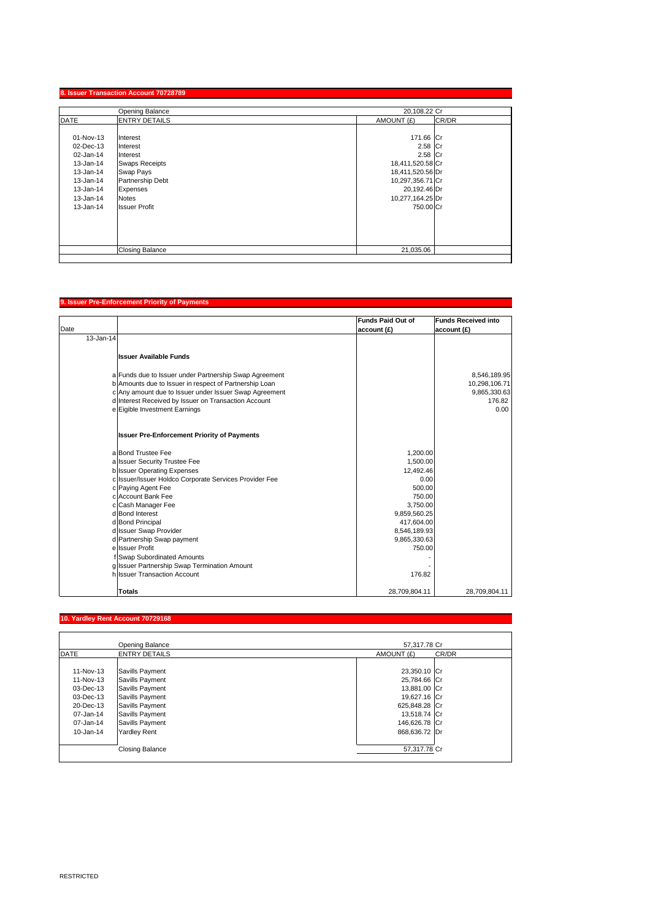## 8. Issuer Transaction Account 70728789

| | Opening Balance | 20,108.22 | Cr |
|---|---|---|---|
| DATE | ENTRY DETAILS | AMOUNT (£) | CR/DR |
| 01-Nov-13 | Interest | 171.66 | Cr |
| 02-Dec-13 | Interest | 2.58 | Cr |
| 02-Jan-14 | Interest | 2.58 | Cr |
| 13-Jan-14 | Swaps Receipts | 18,411,520.58 | Cr |
| 13-Jan-14 | Swap Pays | 18,411,520.56 | Dr |
| 13-Jan-14 | Partnership Debt | 10,297,356.71 | Cr |
| 13-Jan-14 | Expenses | 20,192.46 | Dr |
| 13-Jan-14 | Notes | 10,277,164.25 | Dr |
| 13-Jan-14 | Issuer Profit | 750.00 | Cr |
| | Closing Balance | 21,035.06 | |

## 9. Issuer Pre-Enforcement Priority of Payments

| Date | | Funds Paid Out of account (£) | Funds Received into account (£) |
|---|---|---|---|
| 13-Jan-14 | | | |
| | **Issuer Available Funds** | | |
| a | Funds due to Issuer under Partnership Swap Agreement | | 8,546,189.95 |
| b | Amounts due to Issuer in respect of Partnership Loan | | 10,298,106.71 |
| c | Any amount due to Issuer under Issuer Swap Agreement | | 9,865,330.63 |
| d | Interest Received by Issuer on Transaction Account | | 176.82 |
| e | Eigible Investment Earnings | | 0.00 |
| | **Issuer Pre-Enforcement Priority of Payments** | | |
| a | Bond Trustee Fee | 1,200.00 | |
| a | Issuer Security Trustee Fee | 1,500.00 | |
| b | Issuer Operating Expenses | 12,492.46 | |
| c | Issuer/Issuer Holdco Corporate Services Provider Fee | 0.00 | |
| c | Paying Agent Fee | 500.00 | |
| c | Account Bank Fee | 750.00 | |
| c | Cash Manager Fee | 3,750.00 | |
| d | Bond Interest | 9,859,560.25 | |
| d | Bond Principal | 417,604.00 | |
| d | Issuer Swap Provider | 8,546,189.93 | |
| d | Partnership Swap payment | 9,865,330.63 | |
| e | Issuer Profit | 750.00 | |
| f | Swap Subordinated Amounts | - | |
| g | Issuer Partnership Swap Termination Amount | - | |
| h | Issuer Transaction Account | 176.82 | |
| | **Totals** | 28,709,804.11 | 28,709,804.11 |

## 10. Yardley Rent Account 70729168

| | Opening Balance | 57,317.78 | Cr |
|---|---|---|---|
| DATE | ENTRY DETAILS | AMOUNT (£) | CR/DR |
| 11-Nov-13 | Savills Payment | 23,350.10 | Cr |
| 11-Nov-13 | Savills Payment | 25,784.66 | Cr |
| 03-Dec-13 | Savills Payment | 13,881.00 | Cr |
| 03-Dec-13 | Savills Payment | 19,627.16 | Cr |
| 20-Dec-13 | Savills Payment | 625,848.28 | Cr |
| 07-Jan-14 | Savills Payment | 13,518.74 | Cr |
| 07-Jan-14 | Savills Payment | 146,626.78 | Cr |
| 10-Jan-14 | Yardley Rent | 868,636.72 | Dr |
| | Closing Balance | 57,317.78 | Cr |

RESTRICTED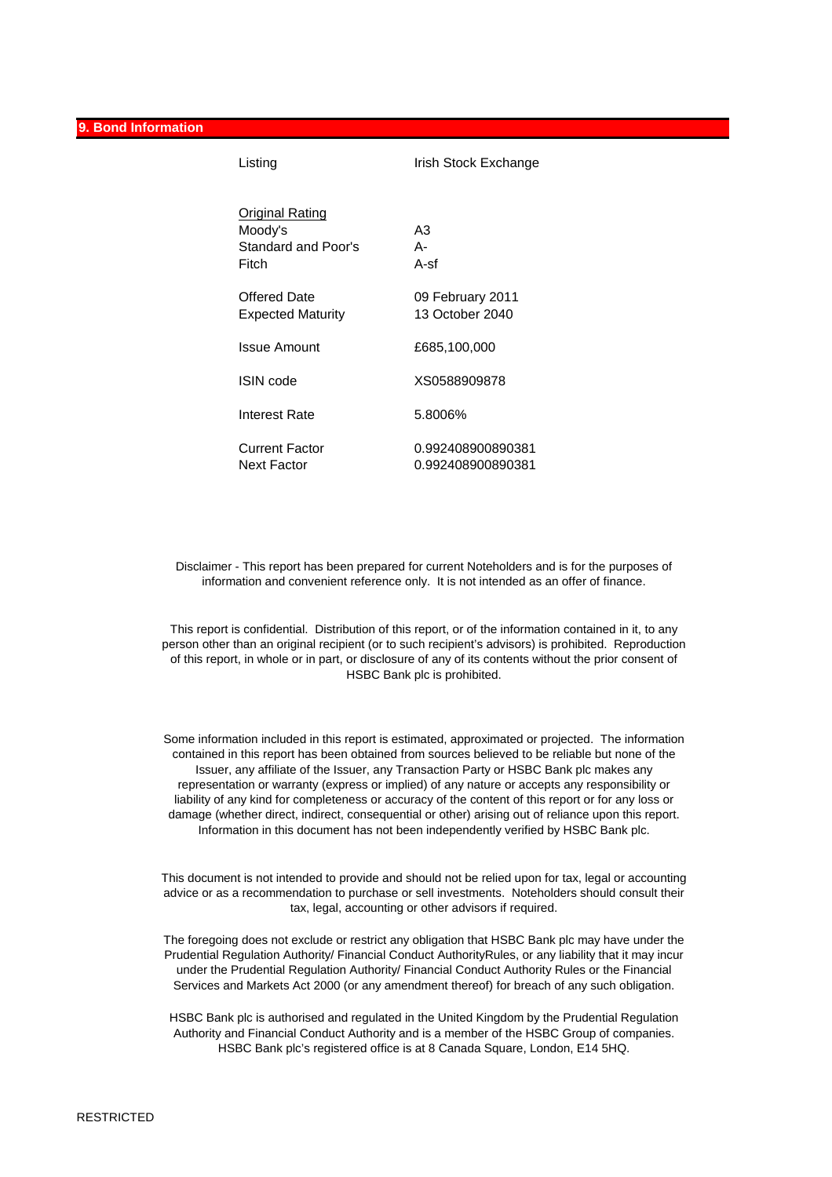## 9. Bond Information

| | |
|---|---|
| Listing | Irish Stock Exchange |
| Original Rating | |
| Moody's | A3 |
| Standard and Poor's | A- |
| Fitch | A-sf |
| Offered Date | 09 February 2011 |
| Expected Maturity | 13 October 2040 |
| Issue Amount | £685,100,000 |
| ISIN code | XS0588909878 |
| Interest Rate | 5.8006% |
| Current Factor | 0.992408900890381 |
| Next Factor | 0.992408900890381 |

Disclaimer - This report has been prepared for current Noteholders and is for the purposes of information and convenient reference only. It is not intended as an offer of finance.

This report is confidential. Distribution of this report, or of the information contained in it, to any person other than an original recipient (or to such recipient's advisors) is prohibited. Reproduction of this report, in whole or in part, or disclosure of any of its contents without the prior consent of HSBC Bank plc is prohibited.

Some information included in this report is estimated, approximated or projected. The information contained in this report has been obtained from sources believed to be reliable but none of the Issuer, any affiliate of the Issuer, any Transaction Party or HSBC Bank plc makes any representation or warranty (express or implied) of any nature or accepts any responsibility or liability of any kind for completeness or accuracy of the content of this report or for any loss or damage (whether direct, indirect, consequential or other) arising out of reliance upon this report. Information in this document has not been independently verified by HSBC Bank plc.

This document is not intended to provide and should not be relied upon for tax, legal or accounting advice or as a recommendation to purchase or sell investments. Noteholders should consult their tax, legal, accounting or other advisors if required.

The foregoing does not exclude or restrict any obligation that HSBC Bank plc may have under the Prudential Regulation Authority/ Financial Conduct AuthorityRules, or any liability that it may incur under the Prudential Regulation Authority/ Financial Conduct Authority Rules or the Financial Services and Markets Act 2000 (or any amendment thereof) for breach of any such obligation.

HSBC Bank plc is authorised and regulated in the United Kingdom by the Prudential Regulation Authority and Financial Conduct Authority and is a member of the HSBC Group of companies. HSBC Bank plc's registered office is at 8 Canada Square, London, E14 5HQ.

RESTRICTED